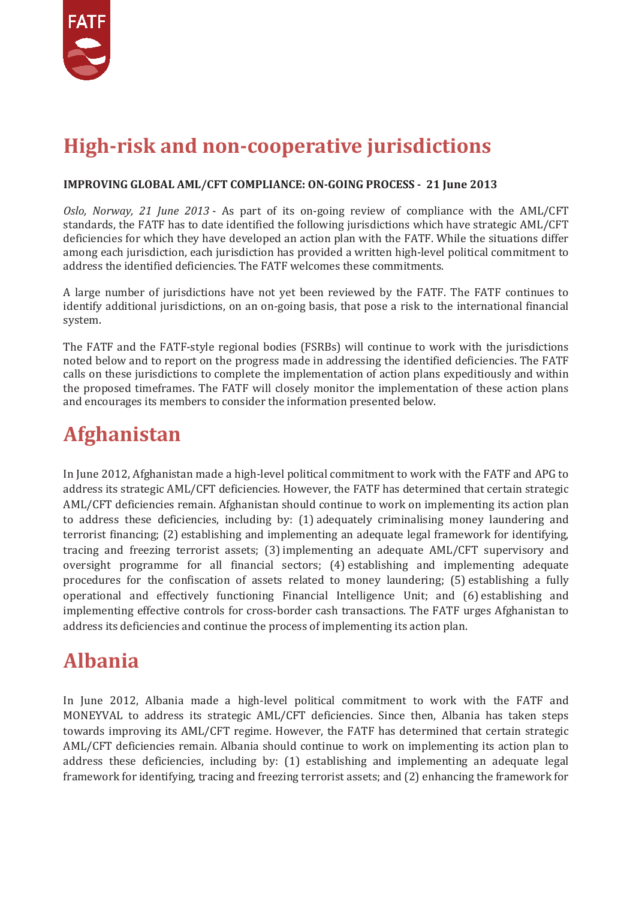# High-risk and non-cooperative jurisdictions

**IMPROVING GLOBAL AML/CFT COMPLIANCE: ON-GOING PROCESS - 21 June 2013**

*Oslo, Norway, 21 June 2013* - As part of its on-going review of compliance with the AML/CFT standards, the FATF has to date identified the following jurisdictions which have strategic AML/CFT deficiencies for which they have developed an action plan with the FATF. While the situations differ among each jurisdiction, each jurisdiction has provided a written high-level political commitment to address the identified deficiencies. The FATF welcomes these commitments.

A large number of jurisdictions have not yet been reviewed by the FATF. The FATF continues to identify additional jurisdictions, on an on-going basis, that pose a risk to the international financial system.

The FATF and the FATF-style regional bodies (FSRBs) will continue to work with the jurisdictions noted below and to report on the progress made in addressing the identified deficiencies. The FATF calls on these jurisdictions to complete the implementation of action plans expeditiously and within the proposed timeframes. The FATF will closely monitor the implementation of these action plans and encourages its members to consider the information presented below.

## Afghanistan

In June 2012, Afghanistan made a high-level political commitment to work with the FATF and APG to address its strategic AML/CFT deficiencies. However, the FATF has determined that certain strategic AML/CFT deficiencies remain. Afghanistan should continue to work on implementing its action plan to address these deficiencies, including by: (1) adequately criminalising money laundering and terrorist financing; (2) establishing and implementing an adequate legal framework for identifying, tracing and freezing terrorist assets; (3) implementing an adequate AML/CFT supervisory and oversight programme for all financial sectors; (4) establishing and implementing adequate procedures for the confiscation of assets related to money laundering; (5) establishing a fully operational and effectively functioning Financial Intelligence Unit; and (6) establishing and implementing effective controls for cross-border cash transactions. The FATF urges Afghanistan to address its deficiencies and continue the process of implementing its action plan.

## Albania

In June 2012, Albania made a high-level political commitment to work with the FATF and MONEYVAL to address its strategic AML/CFT deficiencies. Since then, Albania has taken steps towards improving its AML/CFT regime. However, the FATF has determined that certain strategic AML/CFT deficiencies remain. Albania should continue to work on implementing its action plan to address these deficiencies, including by: (1) establishing and implementing an adequate legal framework for identifying, tracing and freezing terrorist assets; and (2) enhancing the framework for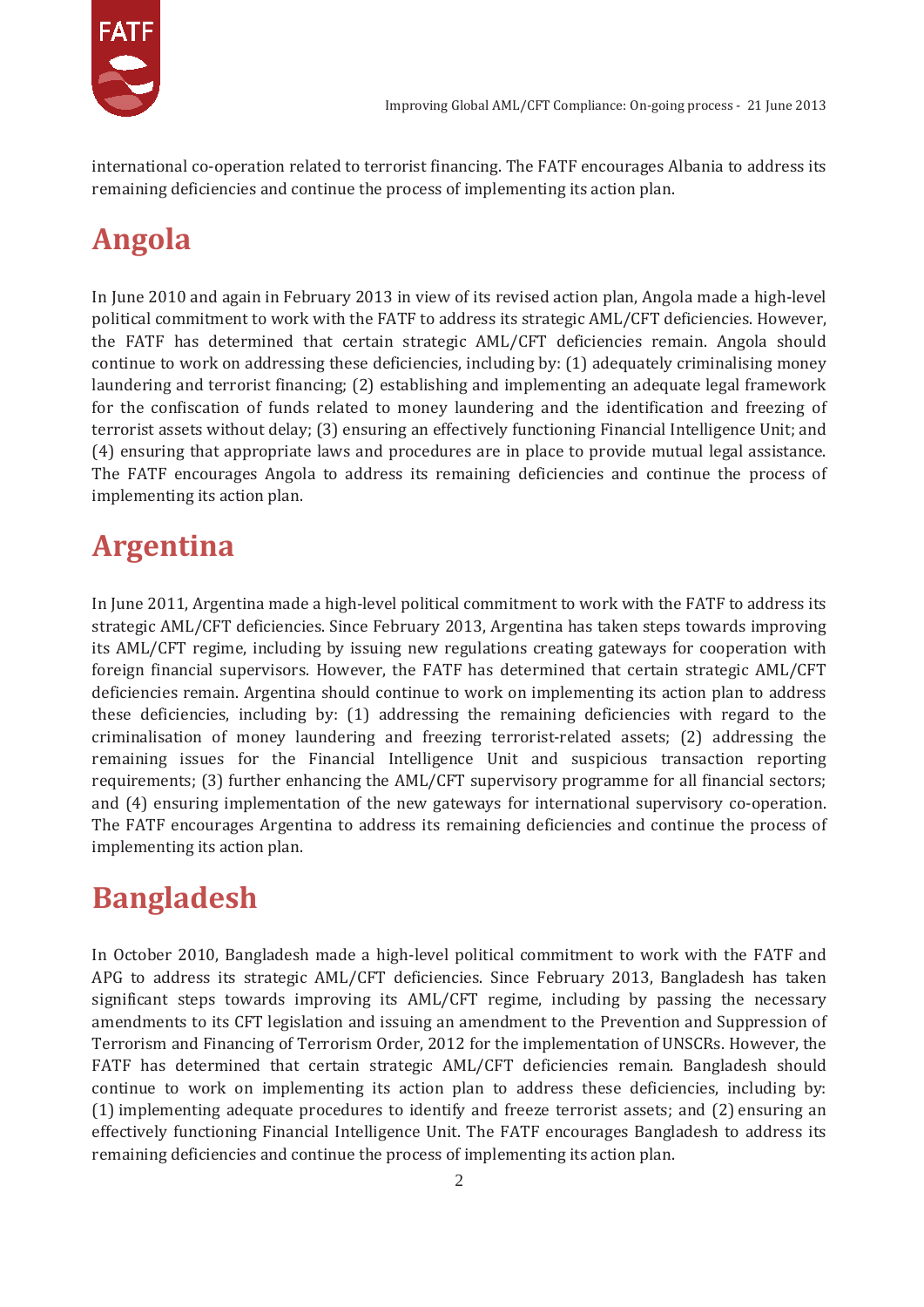international co-operation related to terrorist financing. The FATF encourages Albania to address its remaining deficiencies and continue the process of implementing its action plan.

## Angola

In June 2010 and again in February 2013 in view of its revised action plan, Angola made a high-level political commitment to work with the FATF to address its strategic AML/CFT deficiencies. However, the FATF has determined that certain strategic AML/CFT deficiencies remain. Angola should continue to work on addressing these deficiencies, including by: (1) adequately criminalising money laundering and terrorist financing; (2) establishing and implementing an adequate legal framework for the confiscation of funds related to money laundering and the identification and freezing of terrorist assets without delay; (3) ensuring an effectively functioning Financial Intelligence Unit; and (4) ensuring that appropriate laws and procedures are in place to provide mutual legal assistance. The FATF encourages Angola to address its remaining deficiencies and continue the process of implementing its action plan.

## Argentina

In June 2011, Argentina made a high-level political commitment to work with the FATF to address its strategic AML/CFT deficiencies. Since February 2013, Argentina has taken steps towards improving its AML/CFT regime, including by issuing new regulations creating gateways for cooperation with foreign financial supervisors. However, the FATF has determined that certain strategic AML/CFT deficiencies remain. Argentina should continue to work on implementing its action plan to address these deficiencies, including by: (1) addressing the remaining deficiencies with regard to the criminalisation of money laundering and freezing terrorist-related assets; (2) addressing the remaining issues for the Financial Intelligence Unit and suspicious transaction reporting requirements; (3) further enhancing the AML/CFT supervisory programme for all financial sectors; and (4) ensuring implementation of the new gateways for international supervisory co-operation. The FATF encourages Argentina to address its remaining deficiencies and continue the process of implementing its action plan.

## Bangladesh

In October 2010, Bangladesh made a high-level political commitment to work with the FATF and APG to address its strategic AML/CFT deficiencies. Since February 2013, Bangladesh has taken significant steps towards improving its AML/CFT regime, including by passing the necessary amendments to its CFT legislation and issuing an amendment to the Prevention and Suppression of Terrorism and Financing of Terrorism Order, 2012 for the implementation of UNSCRs. However, the FATF has determined that certain strategic AML/CFT deficiencies remain. Bangladesh should continue to work on implementing its action plan to address these deficiencies, including by: (1) implementing adequate procedures to identify and freeze terrorist assets; and (2) ensuring an effectively functioning Financial Intelligence Unit. The FATF encourages Bangladesh to address its remaining deficiencies and continue the process of implementing its action plan.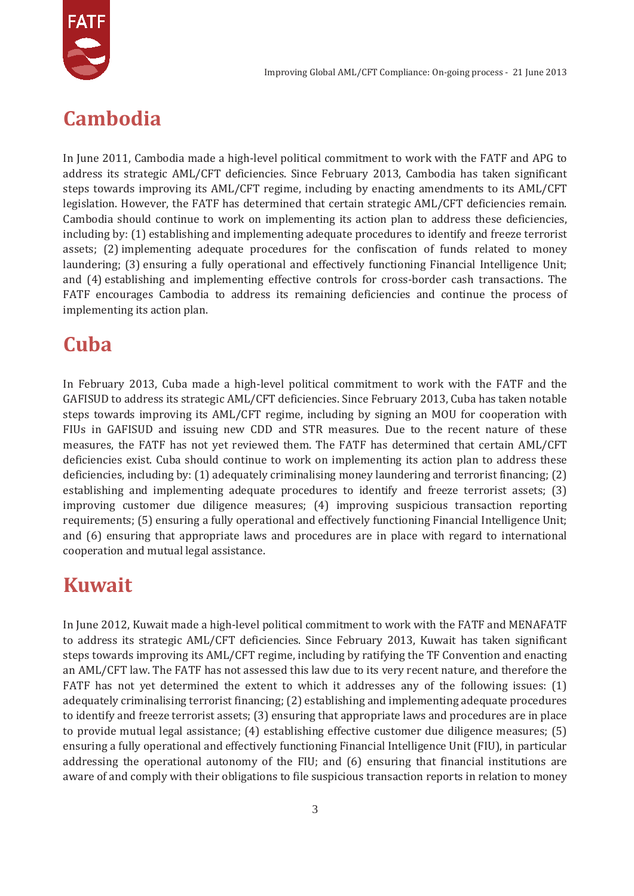## Cambodia

In June 2011, Cambodia made a high-level political commitment to work with the FATF and APG to address its strategic AML/CFT deficiencies. Since February 2013, Cambodia has taken significant steps towards improving its AML/CFT regime, including by enacting amendments to its AML/CFT legislation. However, the FATF has determined that certain strategic AML/CFT deficiencies remain. Cambodia should continue to work on implementing its action plan to address these deficiencies, including by: (1) establishing and implementing adequate procedures to identify and freeze terrorist assets; (2) implementing adequate procedures for the confiscation of funds related to money laundering; (3) ensuring a fully operational and effectively functioning Financial Intelligence Unit; and (4) establishing and implementing effective controls for cross-border cash transactions. The FATF encourages Cambodia to address its remaining deficiencies and continue the process of implementing its action plan.

## Cuba

In February 2013, Cuba made a high-level political commitment to work with the FATF and the GAFISUD to address its strategic AML/CFT deficiencies. Since February 2013, Cuba has taken notable steps towards improving its AML/CFT regime, including by signing an MOU for cooperation with FIUs in GAFISUD and issuing new CDD and STR measures. Due to the recent nature of these measures, the FATF has not yet reviewed them. The FATF has determined that certain AML/CFT deficiencies exist. Cuba should continue to work on implementing its action plan to address these deficiencies, including by: (1) adequately criminalising money laundering and terrorist financing; (2) establishing and implementing adequate procedures to identify and freeze terrorist assets; (3) improving customer due diligence measures; (4) improving suspicious transaction reporting requirements; (5) ensuring a fully operational and effectively functioning Financial Intelligence Unit; and (6) ensuring that appropriate laws and procedures are in place with regard to international cooperation and mutual legal assistance.

## Kuwait

In June 2012, Kuwait made a high-level political commitment to work with the FATF and MENAFATF to address its strategic AML/CFT deficiencies. Since February 2013, Kuwait has taken significant steps towards improving its AML/CFT regime, including by ratifying the TF Convention and enacting an AML/CFT law. The FATF has not assessed this law due to its very recent nature, and therefore the FATF has not yet determined the extent to which it addresses any of the following issues: (1) adequately criminalising terrorist financing; (2) establishing and implementing adequate procedures to identify and freeze terrorist assets; (3) ensuring that appropriate laws and procedures are in place to provide mutual legal assistance; (4) establishing effective customer due diligence measures; (5) ensuring a fully operational and effectively functioning Financial Intelligence Unit (FIU), in particular addressing the operational autonomy of the FIU; and (6) ensuring that financial institutions are aware of and comply with their obligations to file suspicious transaction reports in relation to money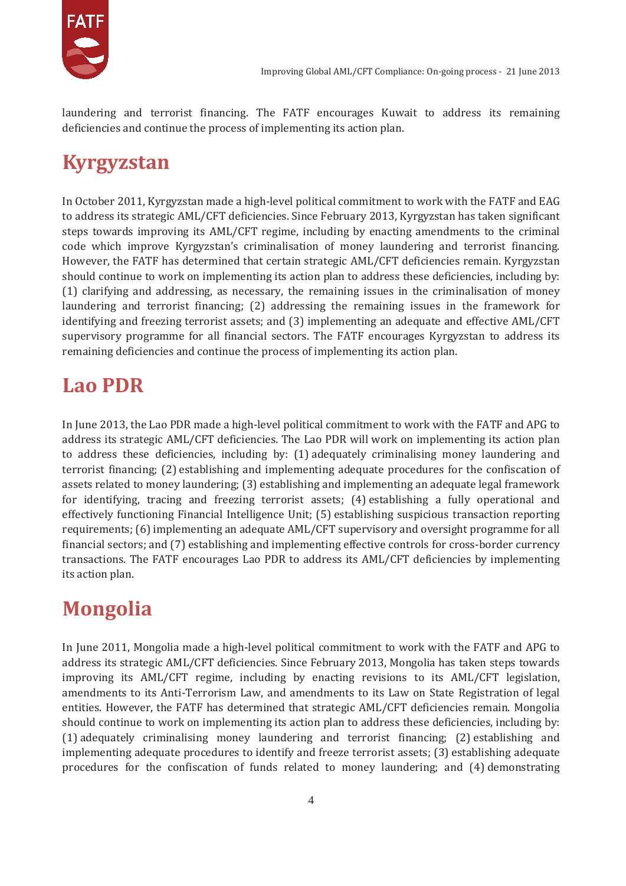laundering and terrorist financing. The FATF encourages Kuwait to address its remaining deficiencies and continue the process of implementing its action plan.

# Kyrgyzstan

In October 2011, Kyrgyzstan made a high-level political commitment to work with the FATF and EAG to address its strategic AML/CFT deficiencies. Since February 2013, Kyrgyzstan has taken significant steps towards improving its AML/CFT regime, including by enacting amendments to the criminal code which improve Kyrgyzstan's criminalisation of money laundering and terrorist financing. However, the FATF has determined that certain strategic AML/CFT deficiencies remain. Kyrgyzstan should continue to work on implementing its action plan to address these deficiencies, including by: (1) clarifying and addressing, as necessary, the remaining issues in the criminalisation of money laundering and terrorist financing; (2) addressing the remaining issues in the framework for identifying and freezing terrorist assets; and (3) implementing an adequate and effective AML/CFT supervisory programme for all financial sectors. The FATF encourages Kyrgyzstan to address its remaining deficiencies and continue the process of implementing its action plan.

# Lao PDR

In June 2013, the Lao PDR made a high-level political commitment to work with the FATF and APG to address its strategic AML/CFT deficiencies. The Lao PDR will work on implementing its action plan to address these deficiencies, including by: (1) adequately criminalising money laundering and terrorist financing; (2) establishing and implementing adequate procedures for the confiscation of assets related to money laundering; (3) establishing and implementing an adequate legal framework for identifying, tracing and freezing terrorist assets; (4) establishing a fully operational and effectively functioning Financial Intelligence Unit; (5) establishing suspicious transaction reporting requirements; (6) implementing an adequate AML/CFT supervisory and oversight programme for all financial sectors; and (7) establishing and implementing effective controls for cross-border currency transactions. The FATF encourages Lao PDR to address its AML/CFT deficiencies by implementing its action plan.

# Mongolia

In June 2011, Mongolia made a high-level political commitment to work with the FATF and APG to address its strategic AML/CFT deficiencies. Since February 2013, Mongolia has taken steps towards improving its AML/CFT regime, including by enacting revisions to its AML/CFT legislation, amendments to its Anti-Terrorism Law, and amendments to its Law on State Registration of legal entities. However, the FATF has determined that strategic AML/CFT deficiencies remain. Mongolia should continue to work on implementing its action plan to address these deficiencies, including by: (1) adequately criminalising money laundering and terrorist financing; (2) establishing and implementing adequate procedures to identify and freeze terrorist assets; (3) establishing adequate procedures for the confiscation of funds related to money laundering; and (4) demonstrating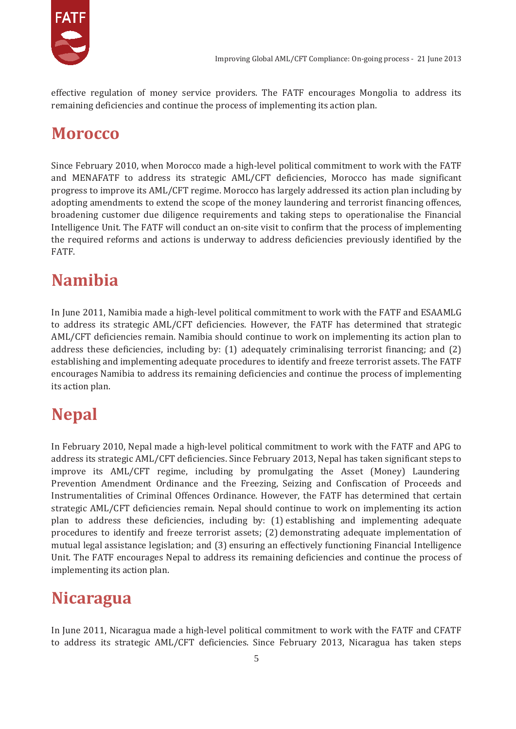effective regulation of money service providers. The FATF encourages Mongolia to address its remaining deficiencies and continue the process of implementing its action plan.

## Morocco

Since February 2010, when Morocco made a high-level political commitment to work with the FATF and MENAFATF to address its strategic AML/CFT deficiencies, Morocco has made significant progress to improve its AML/CFT regime. Morocco has largely addressed its action plan including by adopting amendments to extend the scope of the money laundering and terrorist financing offences, broadening customer due diligence requirements and taking steps to operationalise the Financial Intelligence Unit. The FATF will conduct an on-site visit to confirm that the process of implementing the required reforms and actions is underway to address deficiencies previously identified by the FATF.

## Namibia

In June 2011, Namibia made a high-level political commitment to work with the FATF and ESAAMLG to address its strategic AML/CFT deficiencies. However, the FATF has determined that strategic AML/CFT deficiencies remain. Namibia should continue to work on implementing its action plan to address these deficiencies, including by: (1) adequately criminalising terrorist financing; and (2) establishing and implementing adequate procedures to identify and freeze terrorist assets. The FATF encourages Namibia to address its remaining deficiencies and continue the process of implementing its action plan.

## Nepal

In February 2010, Nepal made a high-level political commitment to work with the FATF and APG to address its strategic AML/CFT deficiencies. Since February 2013, Nepal has taken significant steps to improve its AML/CFT regime, including by promulgating the Asset (Money) Laundering Prevention Amendment Ordinance and the Freezing, Seizing and Confiscation of Proceeds and Instrumentalities of Criminal Offences Ordinance. However, the FATF has determined that certain strategic AML/CFT deficiencies remain. Nepal should continue to work on implementing its action plan to address these deficiencies, including by: (1) establishing and implementing adequate procedures to identify and freeze terrorist assets; (2) demonstrating adequate implementation of mutual legal assistance legislation; and (3) ensuring an effectively functioning Financial Intelligence Unit. The FATF encourages Nepal to address its remaining deficiencies and continue the process of implementing its action plan.

## Nicaragua

In June 2011, Nicaragua made a high-level political commitment to work with the FATF and CFATF to address its strategic AML/CFT deficiencies. Since February 2013, Nicaragua has taken steps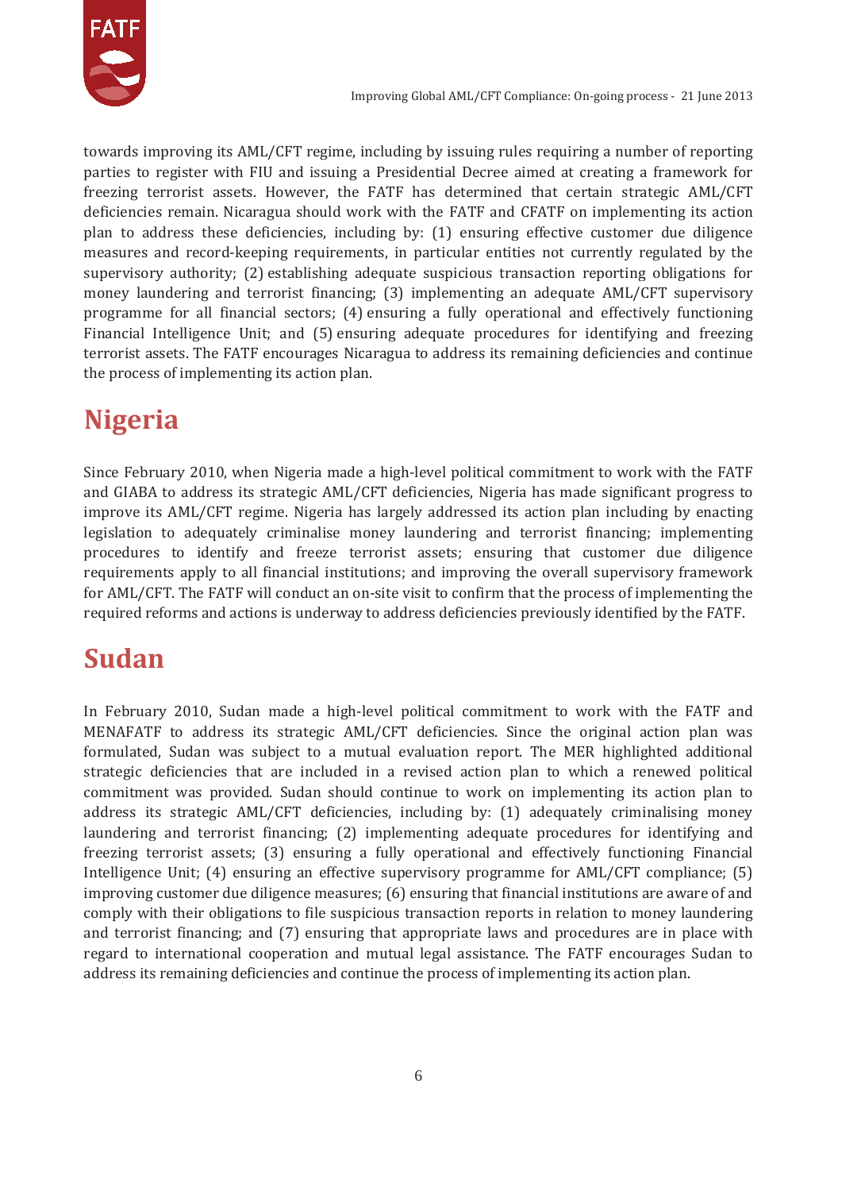towards improving its AML/CFT regime, including by issuing rules requiring a number of reporting parties to register with FIU and issuing a Presidential Decree aimed at creating a framework for freezing terrorist assets. However, the FATF has determined that certain strategic AML/CFT deficiencies remain. Nicaragua should work with the FATF and CFATF on implementing its action plan to address these deficiencies, including by: (1) ensuring effective customer due diligence measures and record-keeping requirements, in particular entities not currently regulated by the supervisory authority; (2) establishing adequate suspicious transaction reporting obligations for money laundering and terrorist financing; (3) implementing an adequate AML/CFT supervisory programme for all financial sectors; (4) ensuring a fully operational and effectively functioning Financial Intelligence Unit; and (5) ensuring adequate procedures for identifying and freezing terrorist assets. The FATF encourages Nicaragua to address its remaining deficiencies and continue the process of implementing its action plan.

## Nigeria

Since February 2010, when Nigeria made a high-level political commitment to work with the FATF and GIABA to address its strategic AML/CFT deficiencies, Nigeria has made significant progress to improve its AML/CFT regime. Nigeria has largely addressed its action plan including by enacting legislation to adequately criminalise money laundering and terrorist financing; implementing procedures to identify and freeze terrorist assets; ensuring that customer due diligence requirements apply to all financial institutions; and improving the overall supervisory framework for AML/CFT. The FATF will conduct an on-site visit to confirm that the process of implementing the required reforms and actions is underway to address deficiencies previously identified by the FATF.

## Sudan

In February 2010, Sudan made a high-level political commitment to work with the FATF and MENAFATF to address its strategic AML/CFT deficiencies. Since the original action plan was formulated, Sudan was subject to a mutual evaluation report. The MER highlighted additional strategic deficiencies that are included in a revised action plan to which a renewed political commitment was provided. Sudan should continue to work on implementing its action plan to address its strategic AML/CFT deficiencies, including by: (1) adequately criminalising money laundering and terrorist financing; (2) implementing adequate procedures for identifying and freezing terrorist assets; (3) ensuring a fully operational and effectively functioning Financial Intelligence Unit; (4) ensuring an effective supervisory programme for AML/CFT compliance; (5) improving customer due diligence measures; (6) ensuring that financial institutions are aware of and comply with their obligations to file suspicious transaction reports in relation to money laundering and terrorist financing; and (7) ensuring that appropriate laws and procedures are in place with regard to international cooperation and mutual legal assistance. The FATF encourages Sudan to address its remaining deficiencies and continue the process of implementing its action plan.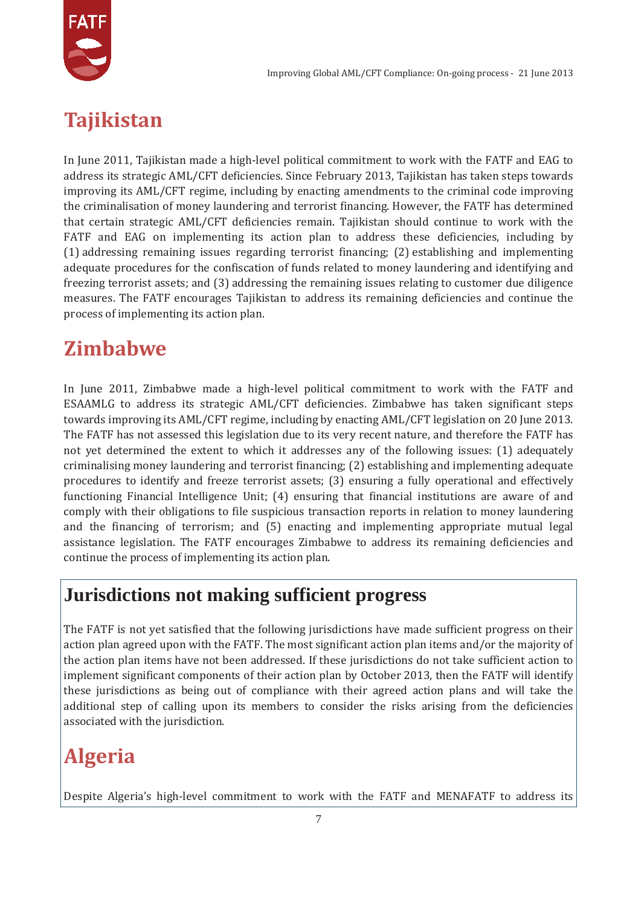## Tajikistan

In June 2011, Tajikistan made a high-level political commitment to work with the FATF and EAG to address its strategic AML/CFT deficiencies. Since February 2013, Tajikistan has taken steps towards improving its AML/CFT regime, including by enacting amendments to the criminal code improving the criminalisation of money laundering and terrorist financing. However, the FATF has determined that certain strategic AML/CFT deficiencies remain. Tajikistan should continue to work with the FATF and EAG on implementing its action plan to address these deficiencies, including by (1) addressing remaining issues regarding terrorist financing; (2) establishing and implementing adequate procedures for the confiscation of funds related to money laundering and identifying and freezing terrorist assets; and (3) addressing the remaining issues relating to customer due diligence measures. The FATF encourages Tajikistan to address its remaining deficiencies and continue the process of implementing its action plan.

## Zimbabwe

In June 2011, Zimbabwe made a high-level political commitment to work with the FATF and ESAAMLG to address its strategic AML/CFT deficiencies. Zimbabwe has taken significant steps towards improving its AML/CFT regime, including by enacting AML/CFT legislation on 20 June 2013. The FATF has not assessed this legislation due to its very recent nature, and therefore the FATF has not yet determined the extent to which it addresses any of the following issues: (1) adequately criminalising money laundering and terrorist financing; (2) establishing and implementing adequate procedures to identify and freeze terrorist assets; (3) ensuring a fully operational and effectively functioning Financial Intelligence Unit; (4) ensuring that financial institutions are aware of and comply with their obligations to file suspicious transaction reports in relation to money laundering and the financing of terrorism; and (5) enacting and implementing appropriate mutual legal assistance legislation. The FATF encourages Zimbabwe to address its remaining deficiencies and continue the process of implementing its action plan.

# Jurisdictions not making sufficient progress

The FATF is not yet satisfied that the following jurisdictions have made sufficient progress on their action plan agreed upon with the FATF. The most significant action plan items and/or the majority of the action plan items have not been addressed. If these jurisdictions do not take sufficient action to implement significant components of their action plan by October 2013, then the FATF will identify these jurisdictions as being out of compliance with their agreed action plans and will take the additional step of calling upon its members to consider the risks arising from the deficiencies associated with the jurisdiction.

## Algeria

Despite Algeria's high-level commitment to work with the FATF and MENAFATF to address its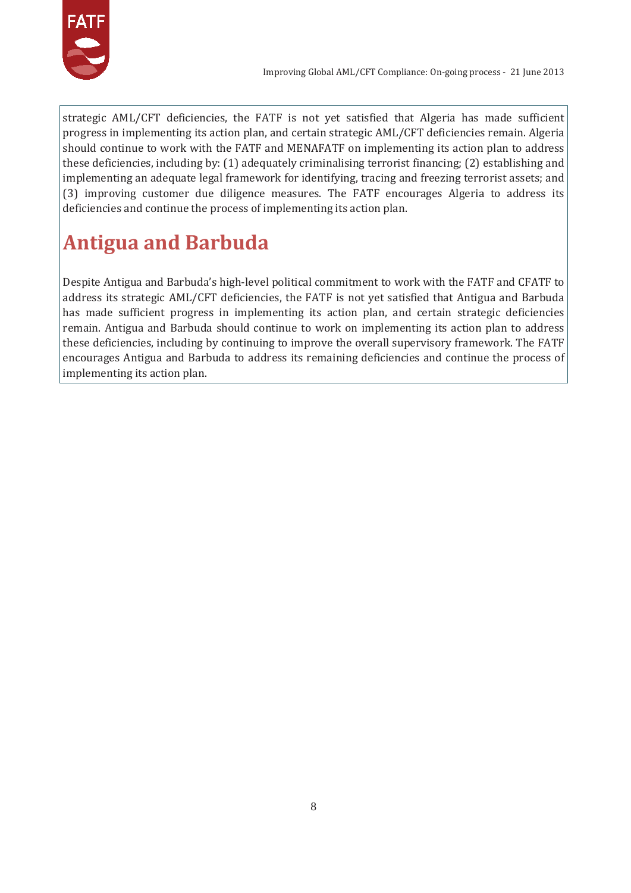strategic AML/CFT deficiencies, the FATF is not yet satisfied that Algeria has made sufficient progress in implementing its action plan, and certain strategic AML/CFT deficiencies remain. Algeria should continue to work with the FATF and MENAFATF on implementing its action plan to address these deficiencies, including by: (1) adequately criminalising terrorist financing; (2) establishing and implementing an adequate legal framework for identifying, tracing and freezing terrorist assets; and (3) improving customer due diligence measures. The FATF encourages Algeria to address its deficiencies and continue the process of implementing its action plan.

## Antigua and Barbuda

Despite Antigua and Barbuda's high-level political commitment to work with the FATF and CFATF to address its strategic AML/CFT deficiencies, the FATF is not yet satisfied that Antigua and Barbuda has made sufficient progress in implementing its action plan, and certain strategic deficiencies remain. Antigua and Barbuda should continue to work on implementing its action plan to address these deficiencies, including by continuing to improve the overall supervisory framework. The FATF encourages Antigua and Barbuda to address its remaining deficiencies and continue the process of implementing its action plan.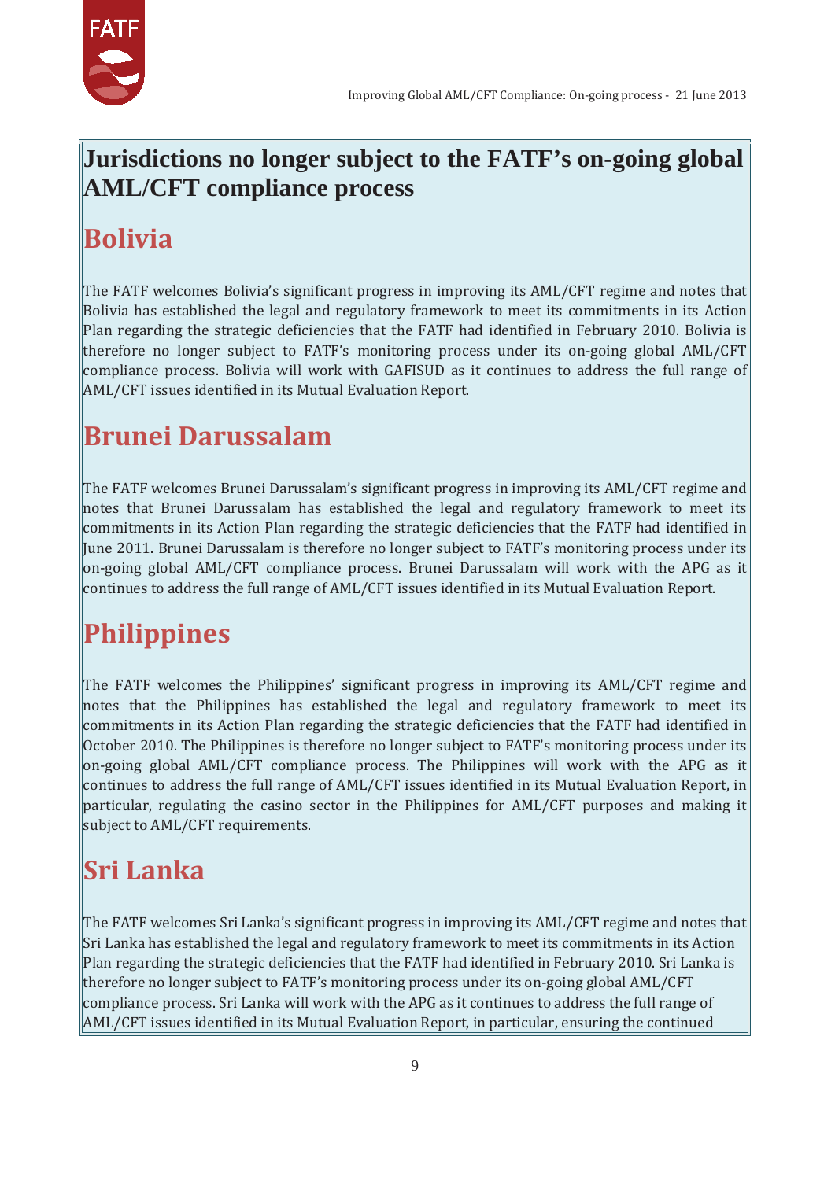## Jurisdictions no longer subject to the FATF's on-going global AML/CFT compliance process

### Bolivia

The FATF welcomes Bolivia's significant progress in improving its AML/CFT regime and notes that Bolivia has established the legal and regulatory framework to meet its commitments in its Action Plan regarding the strategic deficiencies that the FATF had identified in February 2010. Bolivia is therefore no longer subject to FATF's monitoring process under its on-going global AML/CFT compliance process. Bolivia will work with GAFISUD as it continues to address the full range of AML/CFT issues identified in its Mutual Evaluation Report.

### Brunei Darussalam

The FATF welcomes Brunei Darussalam's significant progress in improving its AML/CFT regime and notes that Brunei Darussalam has established the legal and regulatory framework to meet its commitments in its Action Plan regarding the strategic deficiencies that the FATF had identified in June 2011. Brunei Darussalam is therefore no longer subject to FATF's monitoring process under its on-going global AML/CFT compliance process. Brunei Darussalam will work with the APG as it continues to address the full range of AML/CFT issues identified in its Mutual Evaluation Report.

### Philippines

The FATF welcomes the Philippines' significant progress in improving its AML/CFT regime and notes that the Philippines has established the legal and regulatory framework to meet its commitments in its Action Plan regarding the strategic deficiencies that the FATF had identified in October 2010. The Philippines is therefore no longer subject to FATF's monitoring process under its on-going global AML/CFT compliance process. The Philippines will work with the APG as it continues to address the full range of AML/CFT issues identified in its Mutual Evaluation Report, in particular, regulating the casino sector in the Philippines for AML/CFT purposes and making it subject to AML/CFT requirements.

### Sri Lanka

The FATF welcomes Sri Lanka's significant progress in improving its AML/CFT regime and notes that Sri Lanka has established the legal and regulatory framework to meet its commitments in its Action Plan regarding the strategic deficiencies that the FATF had identified in February 2010. Sri Lanka is therefore no longer subject to FATF's monitoring process under its on-going global AML/CFT compliance process. Sri Lanka will work with the APG as it continues to address the full range of AML/CFT issues identified in its Mutual Evaluation Report, in particular, ensuring the continued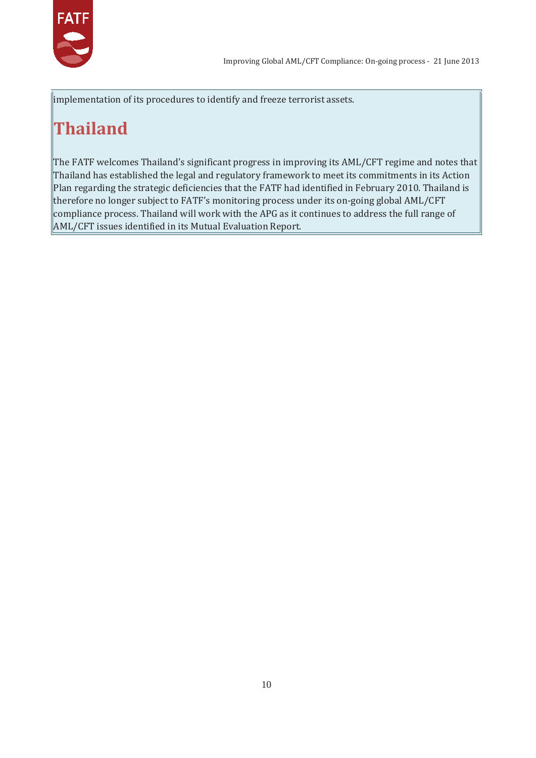implementation of its procedures to identify and freeze terrorist assets.

## Thailand

The FATF welcomes Thailand's significant progress in improving its AML/CFT regime and notes that Thailand has established the legal and regulatory framework to meet its commitments in its Action Plan regarding the strategic deficiencies that the FATF had identified in February 2010. Thailand is therefore no longer subject to FATF's monitoring process under its on-going global AML/CFT compliance process. Thailand will work with the APG as it continues to address the full range of AML/CFT issues identified in its Mutual Evaluation Report.